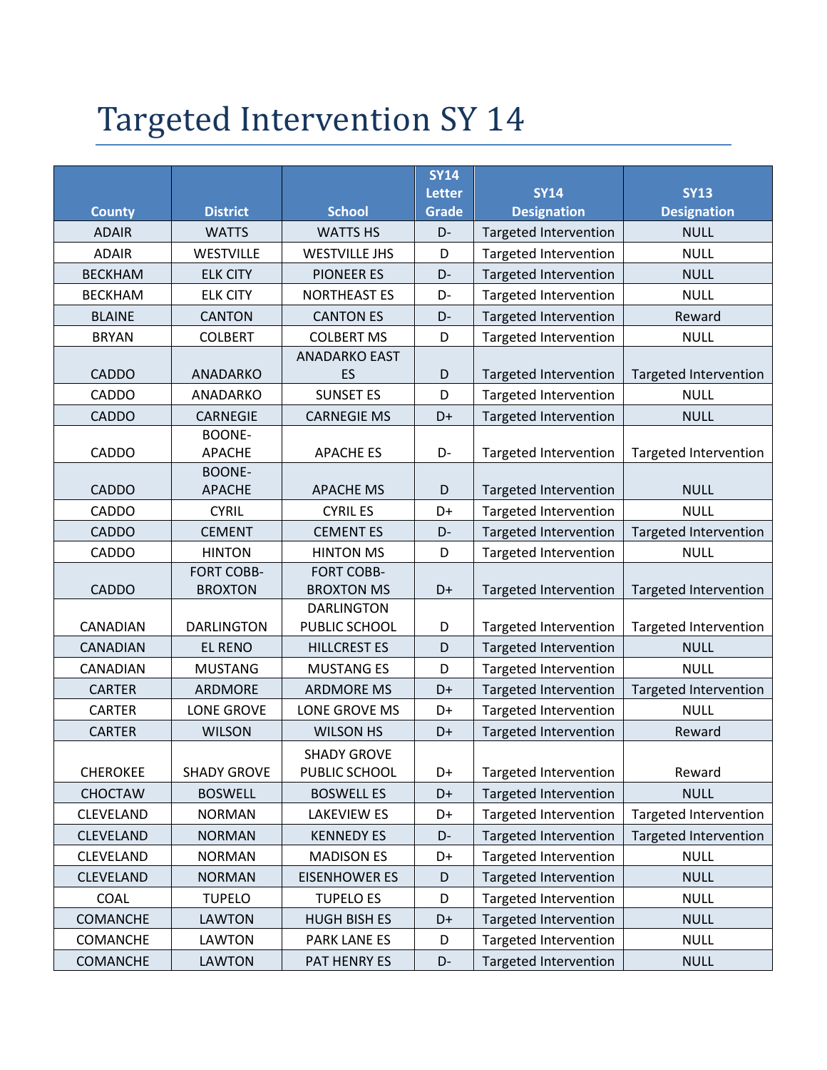# Targeted Intervention SY 14

| County | District | School | SY14 Letter Grade | SY14 Designation | SY13 Designation |
|---|---|---|---|---|---|
| ADAIR | WATTS | WATTS HS | D- | Targeted Intervention | NULL |
| ADAIR | WESTVILLE | WESTVILLE JHS | D | Targeted Intervention | NULL |
| BECKHAM | ELK CITY | PIONEER ES | D- | Targeted Intervention | NULL |
| BECKHAM | ELK CITY | NORTHEAST ES | D- | Targeted Intervention | NULL |
| BLAINE | CANTON | CANTON ES | D- | Targeted Intervention | Reward |
| BRYAN | COLBERT | COLBERT MS | D | Targeted Intervention | NULL |
| CADDO | ANADARKO | ANADARKO EAST ES | D | Targeted Intervention | Targeted Intervention |
| CADDO | ANADARKO | SUNSET ES | D | Targeted Intervention | NULL |
| CADDO | CARNEGIE | CARNEGIE MS | D+ | Targeted Intervention | NULL |
| CADDO | BOONE-APACHE | APACHE ES | D- | Targeted Intervention | Targeted Intervention |
| CADDO | BOONE-APACHE | APACHE MS | D | Targeted Intervention | NULL |
| CADDO | CYRIL | CYRIL ES | D+ | Targeted Intervention | NULL |
| CADDO | CEMENT | CEMENT ES | D- | Targeted Intervention | Targeted Intervention |
| CADDO | HINTON | HINTON MS | D | Targeted Intervention | NULL |
| CADDO | FORT COBB-BROXTON | FORT COBB-BROXTON MS | D+ | Targeted Intervention | Targeted Intervention |
| CANADIAN | DARLINGTON | DARLINGTON PUBLIC SCHOOL | D | Targeted Intervention | Targeted Intervention |
| CANADIAN | EL RENO | HILLCREST ES | D | Targeted Intervention | NULL |
| CANADIAN | MUSTANG | MUSTANG ES | D | Targeted Intervention | NULL |
| CARTER | ARDMORE | ARDMORE MS | D+ | Targeted Intervention | Targeted Intervention |
| CARTER | LONE GROVE | LONE GROVE MS | D+ | Targeted Intervention | NULL |
| CARTER | WILSON | WILSON HS | D+ | Targeted Intervention | Reward |
| CHEROKEE | SHADY GROVE | SHADY GROVE PUBLIC SCHOOL | D+ | Targeted Intervention | Reward |
| CHOCTAW | BOSWELL | BOSWELL ES | D+ | Targeted Intervention | NULL |
| CLEVELAND | NORMAN | LAKEVIEW ES | D+ | Targeted Intervention | Targeted Intervention |
| CLEVELAND | NORMAN | KENNEDY ES | D- | Targeted Intervention | Targeted Intervention |
| CLEVELAND | NORMAN | MADISON ES | D+ | Targeted Intervention | NULL |
| CLEVELAND | NORMAN | EISENHOWER ES | D | Targeted Intervention | NULL |
| COAL | TUPELO | TUPELO ES | D | Targeted Intervention | NULL |
| COMANCHE | LAWTON | HUGH BISH ES | D+ | Targeted Intervention | NULL |
| COMANCHE | LAWTON | PARK LANE ES | D | Targeted Intervention | NULL |
| COMANCHE | LAWTON | PAT HENRY ES | D- | Targeted Intervention | NULL |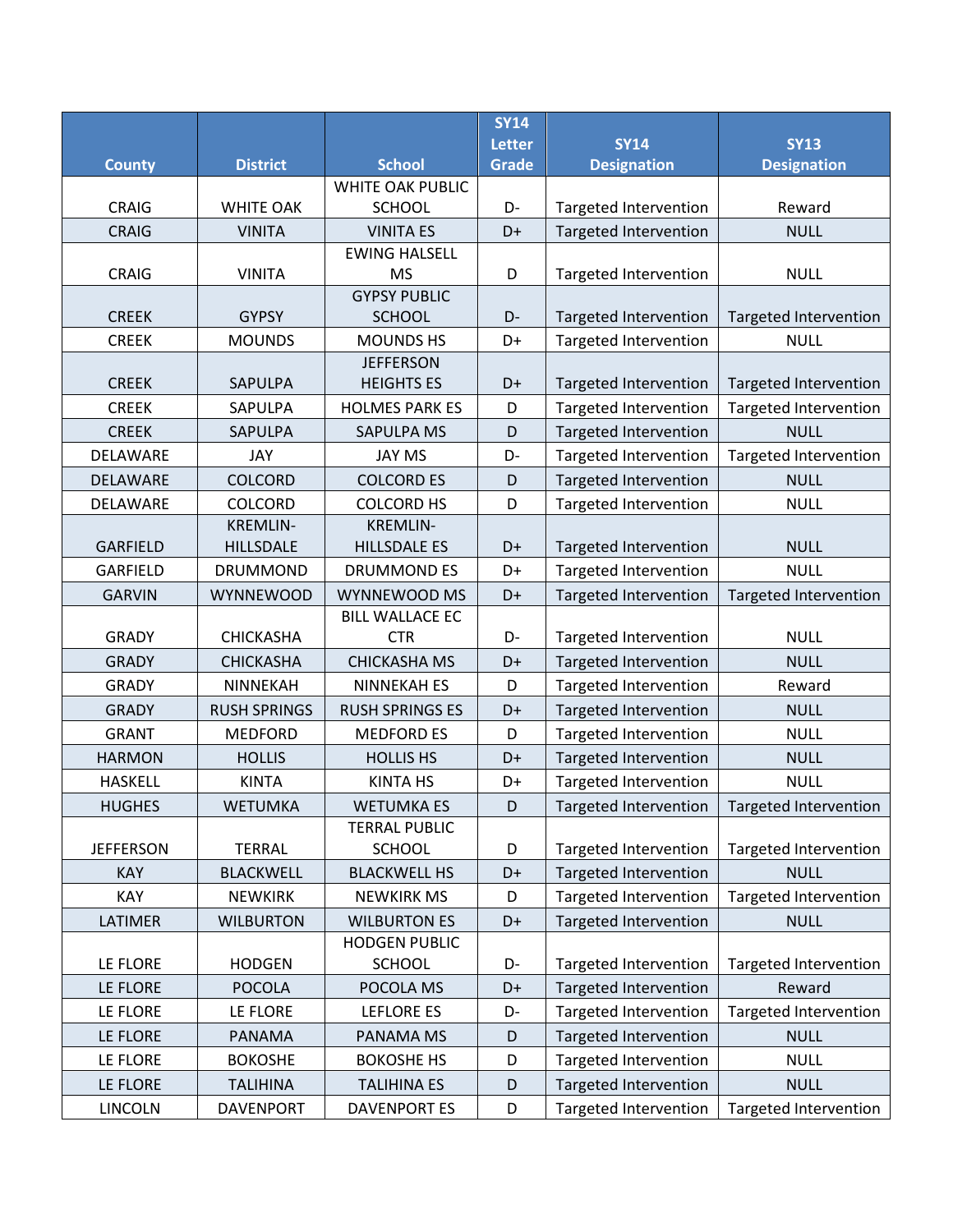| County | District | School | SY14 Letter Grade | SY14 Designation | SY13 Designation |
|---|---|---|---|---|---|
| CRAIG | WHITE OAK | WHITE OAK PUBLIC SCHOOL | D- | Targeted Intervention | Reward |
| CRAIG | VINITA | VINITA ES | D+ | Targeted Intervention | NULL |
| CRAIG | VINITA | EWING HALSELL MS | D | Targeted Intervention | NULL |
| CREEK | GYPSY | GYPSY PUBLIC SCHOOL | D- | Targeted Intervention | Targeted Intervention |
| CREEK | MOUNDS | MOUNDS HS | D+ | Targeted Intervention | NULL |
| CREEK | SAPULPA | JEFFERSON HEIGHTS ES | D+ | Targeted Intervention | Targeted Intervention |
| CREEK | SAPULPA | HOLMES PARK ES | D | Targeted Intervention | Targeted Intervention |
| CREEK | SAPULPA | SAPULPA MS | D | Targeted Intervention | NULL |
| DELAWARE | JAY | JAY MS | D- | Targeted Intervention | Targeted Intervention |
| DELAWARE | COLCORD | COLCORD ES | D | Targeted Intervention | NULL |
| DELAWARE | COLCORD | COLCORD HS | D | Targeted Intervention | NULL |
| GARFIELD | KREMLIN-HILLSDALE | KREMLIN-HILLSDALE ES | D+ | Targeted Intervention | NULL |
| GARFIELD | DRUMMOND | DRUMMOND ES | D+ | Targeted Intervention | NULL |
| GARVIN | WYNNEWOOD | WYNNEWOOD MS | D+ | Targeted Intervention | Targeted Intervention |
| GRADY | CHICKASHA | BILL WALLACE EC CTR | D- | Targeted Intervention | NULL |
| GRADY | CHICKASHA | CHICKASHA MS | D+ | Targeted Intervention | NULL |
| GRADY | NINNEKAH | NINNEKAH ES | D | Targeted Intervention | Reward |
| GRADY | RUSH SPRINGS | RUSH SPRINGS ES | D+ | Targeted Intervention | NULL |
| GRANT | MEDFORD | MEDFORD ES | D | Targeted Intervention | NULL |
| HARMON | HOLLIS | HOLLIS HS | D+ | Targeted Intervention | NULL |
| HASKELL | KINTA | KINTA HS | D+ | Targeted Intervention | NULL |
| HUGHES | WETUMKA | WETUMKA ES | D | Targeted Intervention | Targeted Intervention |
| JEFFERSON | TERRAL | TERRAL PUBLIC SCHOOL | D | Targeted Intervention | Targeted Intervention |
| KAY | BLACKWELL | BLACKWELL HS | D+ | Targeted Intervention | NULL |
| KAY | NEWKIRK | NEWKIRK MS | D | Targeted Intervention | Targeted Intervention |
| LATIMER | WILBURTON | WILBURTON ES | D+ | Targeted Intervention | NULL |
| LE FLORE | HODGEN | HODGEN PUBLIC SCHOOL | D- | Targeted Intervention | Targeted Intervention |
| LE FLORE | POCOLA | POCOLA MS | D+ | Targeted Intervention | Reward |
| LE FLORE | LE FLORE | LEFLORE ES | D- | Targeted Intervention | Targeted Intervention |
| LE FLORE | PANAMA | PANAMA MS | D | Targeted Intervention | NULL |
| LE FLORE | BOKOSHE | BOKOSHE HS | D | Targeted Intervention | NULL |
| LE FLORE | TALIHINA | TALIHINA ES | D | Targeted Intervention | NULL |
| LINCOLN | DAVENPORT | DAVENPORT ES | D | Targeted Intervention | Targeted Intervention |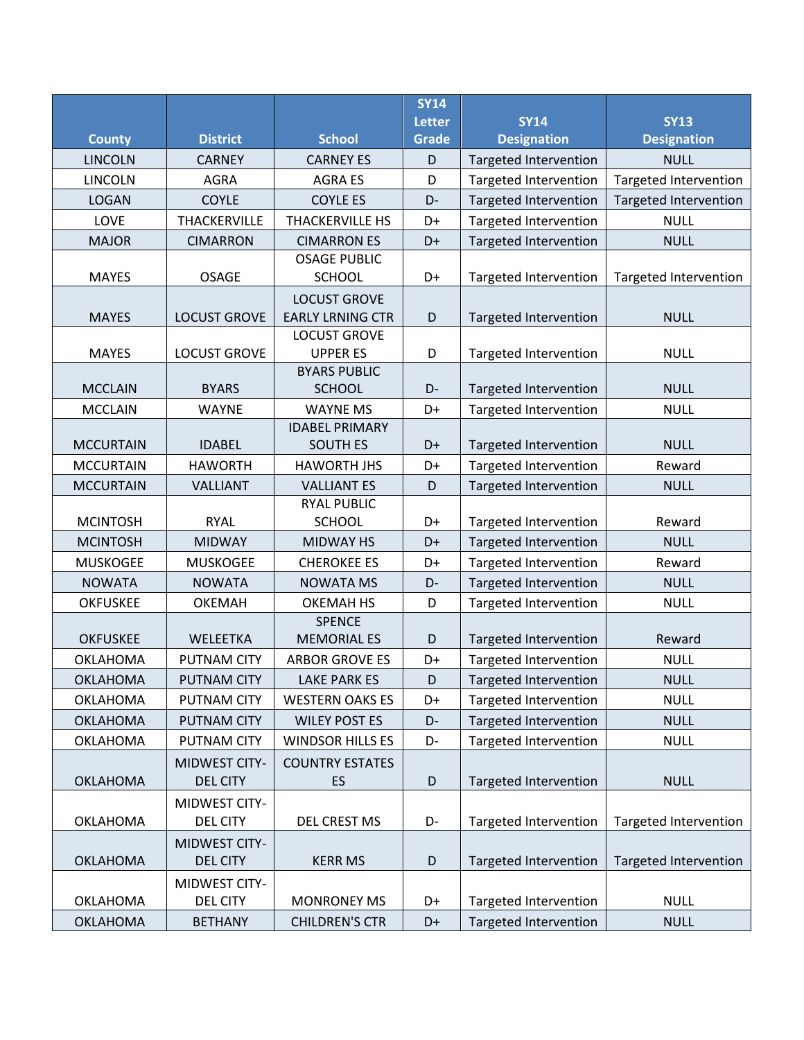| County | District | School | SY14 Letter Grade | SY14 Designation | SY13 Designation |
|---|---|---|---|---|---|
| LINCOLN | CARNEY | CARNEY ES | D | Targeted Intervention | NULL |
| LINCOLN | AGRA | AGRA ES | D | Targeted Intervention | Targeted Intervention |
| LOGAN | COYLE | COYLE ES | D- | Targeted Intervention | Targeted Intervention |
| LOVE | THACKERVILLE | THACKERVILLE HS | D+ | Targeted Intervention | NULL |
| MAJOR | CIMARRON | CIMARRON ES | D+ | Targeted Intervention | NULL |
| MAYES | OSAGE | OSAGE PUBLIC SCHOOL | D+ | Targeted Intervention | Targeted Intervention |
| MAYES | LOCUST GROVE | LOCUST GROVE EARLY LRNING CTR | D | Targeted Intervention | NULL |
| MAYES | LOCUST GROVE | LOCUST GROVE UPPER ES | D | Targeted Intervention | NULL |
| MCCLAIN | BYARS | BYARS PUBLIC SCHOOL | D- | Targeted Intervention | NULL |
| MCCLAIN | WAYNE | WAYNE MS | D+ | Targeted Intervention | NULL |
| MCCURTAIN | IDABEL | IDABEL PRIMARY SOUTH ES | D+ | Targeted Intervention | NULL |
| MCCURTAIN | HAWORTH | HAWORTH JHS | D+ | Targeted Intervention | Reward |
| MCCURTAIN | VALLIANT | VALLIANT ES | D | Targeted Intervention | NULL |
| MCINTOSH | RYAL | RYAL PUBLIC SCHOOL | D+ | Targeted Intervention | Reward |
| MCINTOSH | MIDWAY | MIDWAY HS | D+ | Targeted Intervention | NULL |
| MUSKOGEE | MUSKOGEE | CHEROKEE ES | D+ | Targeted Intervention | Reward |
| NOWATA | NOWATA | NOWATA MS | D- | Targeted Intervention | NULL |
| OKFUSKEE | OKEMAH | OKEMAH HS | D | Targeted Intervention | NULL |
| OKFUSKEE | WELEETKA | SPENCE MEMORIAL ES | D | Targeted Intervention | Reward |
| OKLAHOMA | PUTNAM CITY | ARBOR GROVE ES | D+ | Targeted Intervention | NULL |
| OKLAHOMA | PUTNAM CITY | LAKE PARK ES | D | Targeted Intervention | NULL |
| OKLAHOMA | PUTNAM CITY | WESTERN OAKS ES | D+ | Targeted Intervention | NULL |
| OKLAHOMA | PUTNAM CITY | WILEY POST ES | D- | Targeted Intervention | NULL |
| OKLAHOMA | PUTNAM CITY | WINDSOR HILLS ES | D- | Targeted Intervention | NULL |
| OKLAHOMA | MIDWEST CITY-DEL CITY | COUNTRY ESTATES ES | D | Targeted Intervention | NULL |
| OKLAHOMA | MIDWEST CITY-DEL CITY | DEL CREST MS | D- | Targeted Intervention | Targeted Intervention |
| OKLAHOMA | MIDWEST CITY-DEL CITY | KERR MS | D | Targeted Intervention | Targeted Intervention |
| OKLAHOMA | MIDWEST CITY-DEL CITY | MONRONEY MS | D+ | Targeted Intervention | NULL |
| OKLAHOMA | BETHANY | CHILDREN'S CTR | D+ | Targeted Intervention | NULL |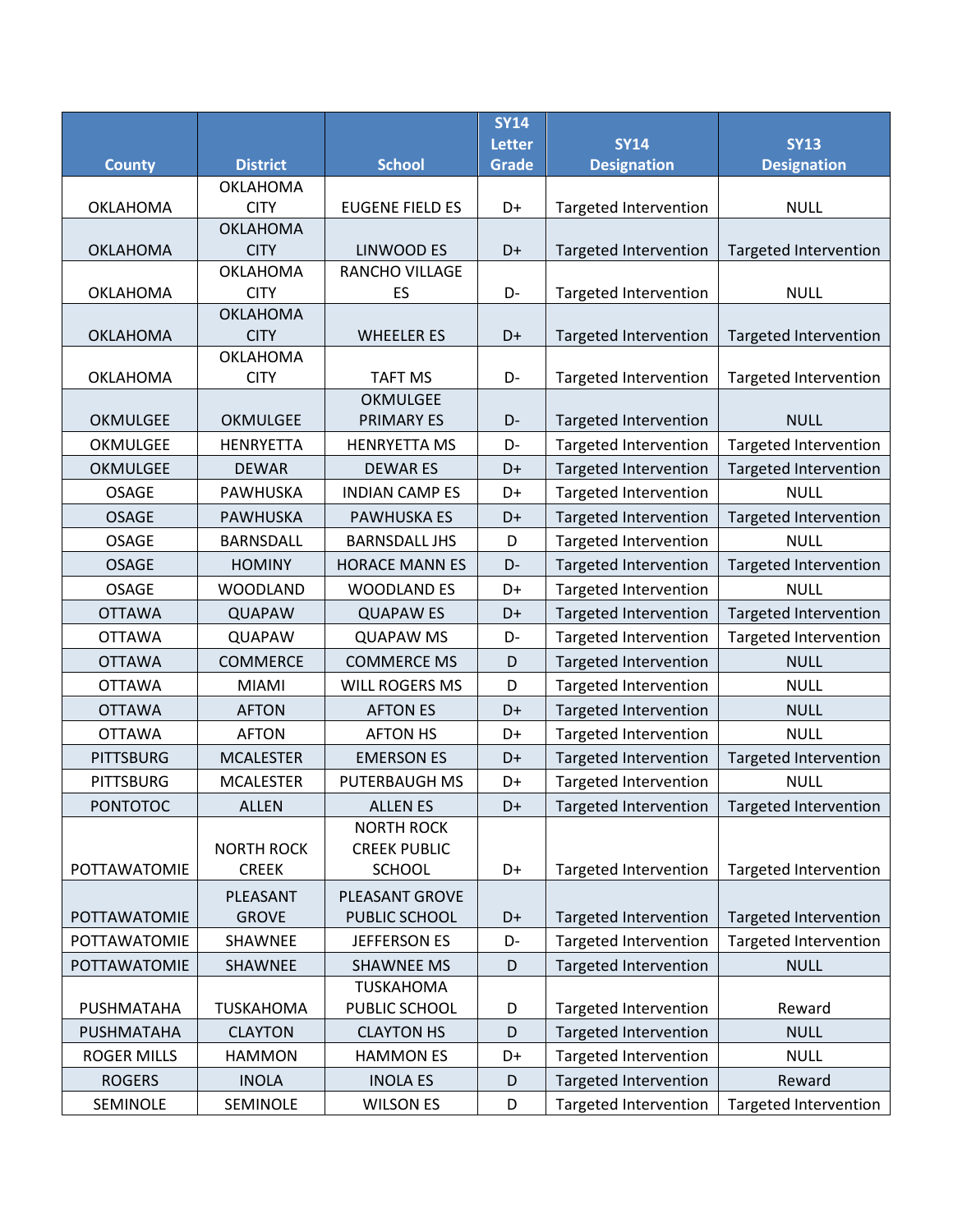| County | District | School | SY14 Letter Grade | SY14 Designation | SY13 Designation |
|---|---|---|---|---|---|
| OKLAHOMA | OKLAHOMA CITY | EUGENE FIELD ES | D+ | Targeted Intervention | NULL |
| OKLAHOMA | OKLAHOMA CITY | LINWOOD ES | D+ | Targeted Intervention | Targeted Intervention |
| OKLAHOMA | OKLAHOMA CITY | RANCHO VILLAGE ES | D- | Targeted Intervention | NULL |
| OKLAHOMA | OKLAHOMA CITY | WHEELER ES | D+ | Targeted Intervention | Targeted Intervention |
| OKLAHOMA | OKLAHOMA CITY | TAFT MS | D- | Targeted Intervention | Targeted Intervention |
| OKMULGEE | OKMULGEE | OKMULGEE PRIMARY ES | D- | Targeted Intervention | NULL |
| OKMULGEE | HENRYETTA | HENRYETTA MS | D- | Targeted Intervention | Targeted Intervention |
| OKMULGEE | DEWAR | DEWAR ES | D+ | Targeted Intervention | Targeted Intervention |
| OSAGE | PAWHUSKA | INDIAN CAMP ES | D+ | Targeted Intervention | NULL |
| OSAGE | PAWHUSKA | PAWHUSKA ES | D+ | Targeted Intervention | Targeted Intervention |
| OSAGE | BARNSDALL | BARNSDALL JHS | D | Targeted Intervention | NULL |
| OSAGE | HOMINY | HORACE MANN ES | D- | Targeted Intervention | Targeted Intervention |
| OSAGE | WOODLAND | WOODLAND ES | D+ | Targeted Intervention | NULL |
| OTTAWA | QUAPAW | QUAPAW ES | D+ | Targeted Intervention | Targeted Intervention |
| OTTAWA | QUAPAW | QUAPAW MS | D- | Targeted Intervention | Targeted Intervention |
| OTTAWA | COMMERCE | COMMERCE MS | D | Targeted Intervention | NULL |
| OTTAWA | MIAMI | WILL ROGERS MS | D | Targeted Intervention | NULL |
| OTTAWA | AFTON | AFTON ES | D+ | Targeted Intervention | NULL |
| OTTAWA | AFTON | AFTON HS | D+ | Targeted Intervention | NULL |
| PITTSBURG | MCALESTER | EMERSON ES | D+ | Targeted Intervention | Targeted Intervention |
| PITTSBURG | MCALESTER | PUTERBAUGH MS | D+ | Targeted Intervention | NULL |
| PONTOTOC | ALLEN | ALLEN ES | D+ | Targeted Intervention | Targeted Intervention |
| POTTAWATOMIE | NORTH ROCK CREEK | NORTH ROCK CREEK PUBLIC SCHOOL | D+ | Targeted Intervention | Targeted Intervention |
| POTTAWATOMIE | PLEASANT GROVE | PLEASANT GROVE PUBLIC SCHOOL | D+ | Targeted Intervention | Targeted Intervention |
| POTTAWATOMIE | SHAWNEE | JEFFERSON ES | D- | Targeted Intervention | Targeted Intervention |
| POTTAWATOMIE | SHAWNEE | SHAWNEE MS | D | Targeted Intervention | NULL |
| PUSHMATAHA | TUSKAHOMA | TUSKAHOMA PUBLIC SCHOOL | D | Targeted Intervention | Reward |
| PUSHMATAHA | CLAYTON | CLAYTON HS | D | Targeted Intervention | NULL |
| ROGER MILLS | HAMMON | HAMMON ES | D+ | Targeted Intervention | NULL |
| ROGERS | INOLA | INOLA ES | D | Targeted Intervention | Reward |
| SEMINOLE | SEMINOLE | WILSON ES | D | Targeted Intervention | Targeted Intervention |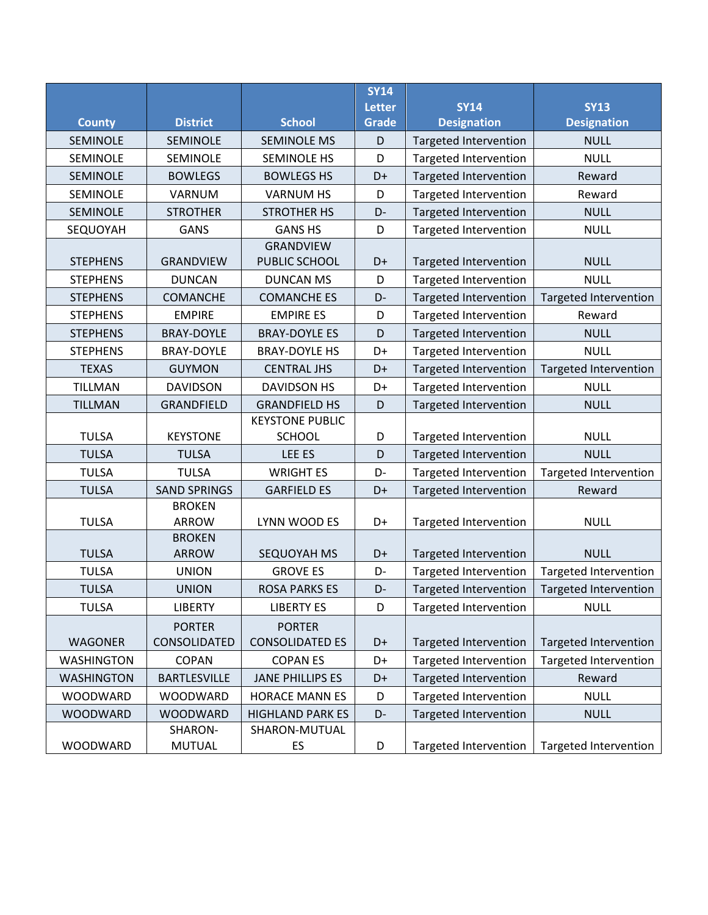| County | District | School | SY14 Letter Grade | SY14 Designation | SY13 Designation |
|---|---|---|---|---|---|
| SEMINOLE | SEMINOLE | SEMINOLE MS | D | Targeted Intervention | NULL |
| SEMINOLE | SEMINOLE | SEMINOLE HS | D | Targeted Intervention | NULL |
| SEMINOLE | BOWLEGS | BOWLEGS HS | D+ | Targeted Intervention | Reward |
| SEMINOLE | VARNUM | VARNUM HS | D | Targeted Intervention | Reward |
| SEMINOLE | STROTHER | STROTHER HS | D- | Targeted Intervention | NULL |
| SEQUOYAH | GANS | GANS HS | D | Targeted Intervention | NULL |
| STEPHENS | GRANDVIEW | GRANDVIEW PUBLIC SCHOOL | D+ | Targeted Intervention | NULL |
| STEPHENS | DUNCAN | DUNCAN MS | D | Targeted Intervention | NULL |
| STEPHENS | COMANCHE | COMANCHE ES | D- | Targeted Intervention | Targeted Intervention |
| STEPHENS | EMPIRE | EMPIRE ES | D | Targeted Intervention | Reward |
| STEPHENS | BRAY-DOYLE | BRAY-DOYLE ES | D | Targeted Intervention | NULL |
| STEPHENS | BRAY-DOYLE | BRAY-DOYLE HS | D+ | Targeted Intervention | NULL |
| TEXAS | GUYMON | CENTRAL JHS | D+ | Targeted Intervention | Targeted Intervention |
| TILLMAN | DAVIDSON | DAVIDSON HS | D+ | Targeted Intervention | NULL |
| TILLMAN | GRANDFIELD | GRANDFIELD HS | D | Targeted Intervention | NULL |
| TULSA | KEYSTONE | KEYSTONE PUBLIC SCHOOL | D | Targeted Intervention | NULL |
| TULSA | TULSA | LEE ES | D | Targeted Intervention | NULL |
| TULSA | TULSA | WRIGHT ES | D- | Targeted Intervention | Targeted Intervention |
| TULSA | SAND SPRINGS | GARFIELD ES | D+ | Targeted Intervention | Reward |
| TULSA | BROKEN ARROW | LYNN WOOD ES | D+ | Targeted Intervention | NULL |
| TULSA | BROKEN ARROW | SEQUOYAH MS | D+ | Targeted Intervention | NULL |
| TULSA | UNION | GROVE ES | D- | Targeted Intervention | Targeted Intervention |
| TULSA | UNION | ROSA PARKS ES | D- | Targeted Intervention | Targeted Intervention |
| TULSA | LIBERTY | LIBERTY ES | D | Targeted Intervention | NULL |
| WAGONER | PORTER CONSOLIDATED | PORTER CONSOLIDATED ES | D+ | Targeted Intervention | Targeted Intervention |
| WASHINGTON | COPAN | COPAN ES | D+ | Targeted Intervention | Targeted Intervention |
| WASHINGTON | BARTLESVILLE | JANE PHILLIPS ES | D+ | Targeted Intervention | Reward |
| WOODWARD | WOODWARD | HORACE MANN ES | D | Targeted Intervention | NULL |
| WOODWARD | WOODWARD | HIGHLAND PARK ES | D- | Targeted Intervention | NULL |
| WOODWARD | SHARON-MUTUAL | SHARON-MUTUAL ES | D | Targeted Intervention | Targeted Intervention |